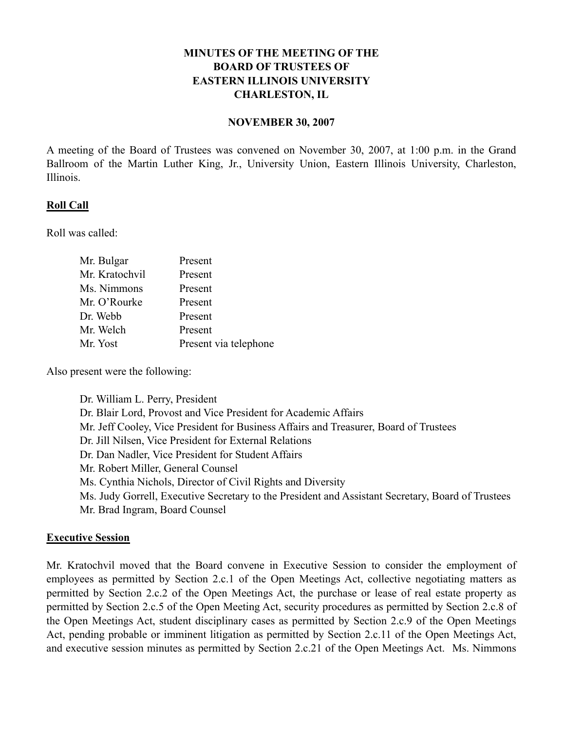**MINUTES OF THE MEETING OF THE BOARD OF TRUSTEES OF EASTERN ILLINOIS UNIVERSITY CHARLESTON, IL**

**NOVEMBER 30, 2007**

A meeting of the Board of Trustees was convened on November 30, 2007, at 1:00 p.m. in the Grand Ballroom of the Martin Luther King, Jr., University Union, Eastern Illinois University, Charleston, Illinois.

## Roll Call

Roll was called:

| | |
|---|---|
| Mr. Bulgar | Present |
| Mr. Kratochvil | Present |
| Ms. Nimmons | Present |
| Mr. O'Rourke | Present |
| Dr. Webb | Present |
| Mr. Welch | Present |
| Mr. Yost | Present via telephone |

Also present were the following:

Dr. William L. Perry, President
Dr. Blair Lord, Provost and Vice President for Academic Affairs
Mr. Jeff Cooley, Vice President for Business Affairs and Treasurer, Board of Trustees
Dr. Jill Nilsen, Vice President for External Relations
Dr. Dan Nadler, Vice President for Student Affairs
Mr. Robert Miller, General Counsel
Ms. Cynthia Nichols, Director of Civil Rights and Diversity
Ms. Judy Gorrell, Executive Secretary to the President and Assistant Secretary, Board of Trustees
Mr. Brad Ingram, Board Counsel

## Executive Session

Mr. Kratochvil moved that the Board convene in Executive Session to consider the employment of employees as permitted by Section 2.c.1 of the Open Meetings Act, collective negotiating matters as permitted by Section 2.c.2 of the Open Meetings Act, the purchase or lease of real estate property as permitted by Section 2.c.5 of the Open Meeting Act, security procedures as permitted by Section 2.c.8 of the Open Meetings Act, student disciplinary cases as permitted by Section 2.c.9 of the Open Meetings Act, pending probable or imminent litigation as permitted by Section 2.c.11 of the Open Meetings Act, and executive session minutes as permitted by Section 2.c.21 of the Open Meetings Act. Ms. Nimmons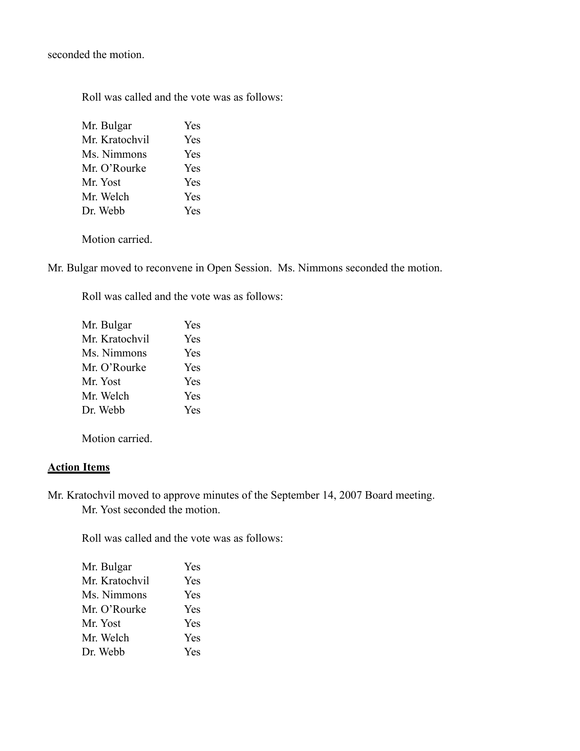seconded the motion.

Roll was called and the vote was as follows:

| | |
|---|---|
| Mr. Bulgar | Yes |
| Mr. Kratochvil | Yes |
| Ms. Nimmons | Yes |
| Mr. O'Rourke | Yes |
| Mr. Yost | Yes |
| Mr. Welch | Yes |
| Dr. Webb | Yes |

Motion carried.

Mr. Bulgar moved to reconvene in Open Session. Ms. Nimmons seconded the motion.

Roll was called and the vote was as follows:

| | |
|---|---|
| Mr. Bulgar | Yes |
| Mr. Kratochvil | Yes |
| Ms. Nimmons | Yes |
| Mr. O'Rourke | Yes |
| Mr. Yost | Yes |
| Mr. Welch | Yes |
| Dr. Webb | Yes |

Motion carried.

**Action Items**

Mr. Kratochvil moved to approve minutes of the September 14, 2007 Board meeting. Mr. Yost seconded the motion.

Roll was called and the vote was as follows:

| | |
|---|---|
| Mr. Bulgar | Yes |
| Mr. Kratochvil | Yes |
| Ms. Nimmons | Yes |
| Mr. O'Rourke | Yes |
| Mr. Yost | Yes |
| Mr. Welch | Yes |
| Dr. Webb | Yes |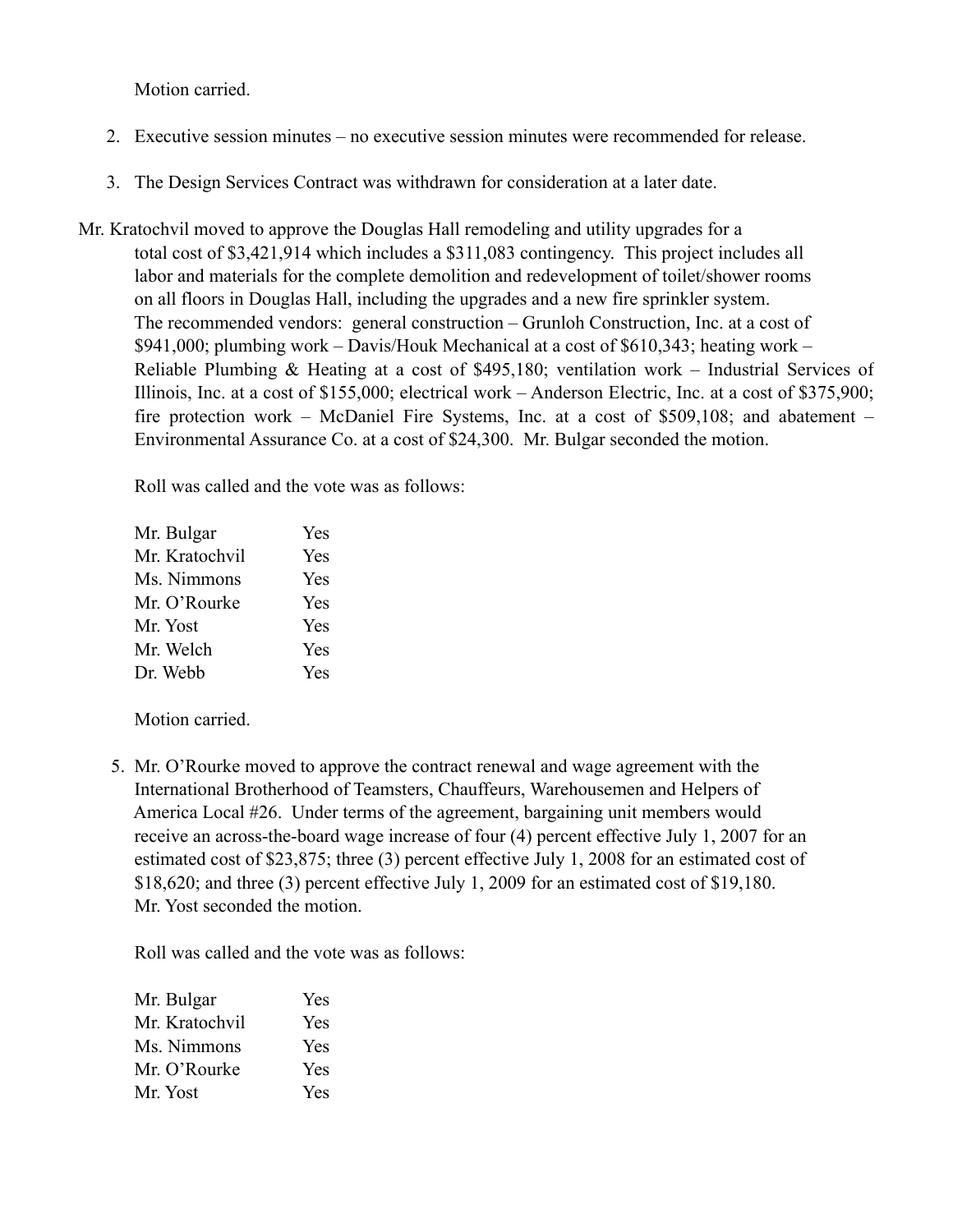Motion carried.

2. Executive session minutes – no executive session minutes were recommended for release.

3. The Design Services Contract was withdrawn for consideration at a later date.

Mr. Kratochvil moved to approve the Douglas Hall remodeling and utility upgrades for a total cost of $3,421,914 which includes a $311,083 contingency. This project includes all labor and materials for the complete demolition and redevelopment of toilet/shower rooms on all floors in Douglas Hall, including the upgrades and a new fire sprinkler system. The recommended vendors: general construction – Grunloh Construction, Inc. at a cost of $941,000; plumbing work – Davis/Houk Mechanical at a cost of $610,343; heating work – Reliable Plumbing & Heating at a cost of $495,180; ventilation work – Industrial Services of Illinois, Inc. at a cost of $155,000; electrical work – Anderson Electric, Inc. at a cost of $375,900; fire protection work – McDaniel Fire Systems, Inc. at a cost of $509,108; and abatement – Environmental Assurance Co. at a cost of $24,300. Mr. Bulgar seconded the motion.

Roll was called and the vote was as follows:

| | |
|---|---|
| Mr. Bulgar | Yes |
| Mr. Kratochvil | Yes |
| Ms. Nimmons | Yes |
| Mr. O'Rourke | Yes |
| Mr. Yost | Yes |
| Mr. Welch | Yes |
| Dr. Webb | Yes |

Motion carried.

5. Mr. O'Rourke moved to approve the contract renewal and wage agreement with the International Brotherhood of Teamsters, Chauffeurs, Warehousemen and Helpers of America Local #26. Under terms of the agreement, bargaining unit members would receive an across-the-board wage increase of four (4) percent effective July 1, 2007 for an estimated cost of $23,875; three (3) percent effective July 1, 2008 for an estimated cost of $18,620; and three (3) percent effective July 1, 2009 for an estimated cost of $19,180. Mr. Yost seconded the motion.

Roll was called and the vote was as follows:

| | |
|---|---|
| Mr. Bulgar | Yes |
| Mr. Kratochvil | Yes |
| Ms. Nimmons | Yes |
| Mr. O'Rourke | Yes |
| Mr. Yost | Yes |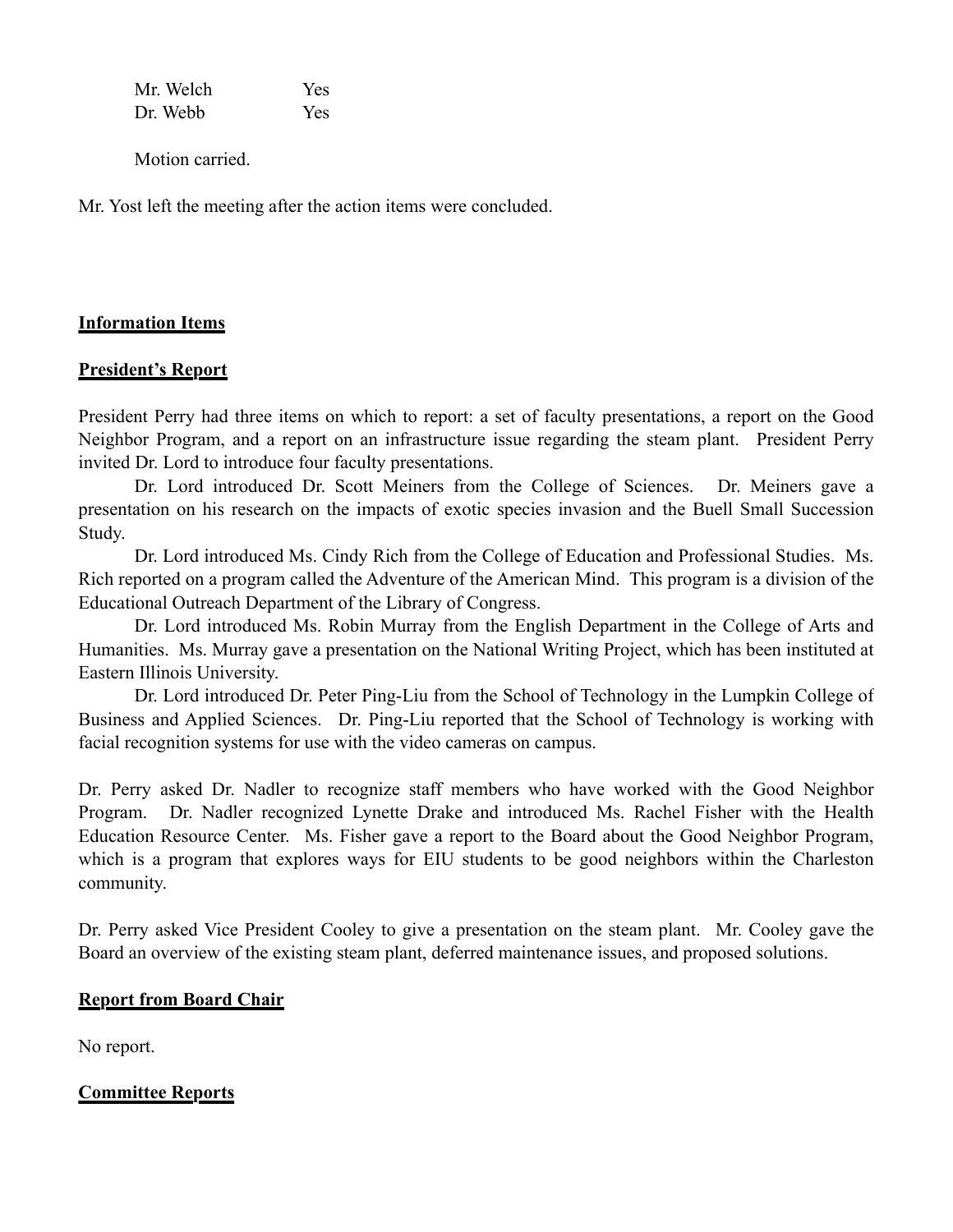| | |
|---|---|
| Mr. Welch | Yes |
| Dr. Webb | Yes |

Motion carried.

Mr. Yost left the meeting after the action items were concluded.

**Information Items**

**President's Report**

President Perry had three items on which to report: a set of faculty presentations, a report on the Good Neighbor Program, and a report on an infrastructure issue regarding the steam plant. President Perry invited Dr. Lord to introduce four faculty presentations.

Dr. Lord introduced Dr. Scott Meiners from the College of Sciences. Dr. Meiners gave a presentation on his research on the impacts of exotic species invasion and the Buell Small Succession Study.

Dr. Lord introduced Ms. Cindy Rich from the College of Education and Professional Studies. Ms. Rich reported on a program called the Adventure of the American Mind. This program is a division of the Educational Outreach Department of the Library of Congress.

Dr. Lord introduced Ms. Robin Murray from the English Department in the College of Arts and Humanities. Ms. Murray gave a presentation on the National Writing Project, which has been instituted at Eastern Illinois University.

Dr. Lord introduced Dr. Peter Ping-Liu from the School of Technology in the Lumpkin College of Business and Applied Sciences. Dr. Ping-Liu reported that the School of Technology is working with facial recognition systems for use with the video cameras on campus.

Dr. Perry asked Dr. Nadler to recognize staff members who have worked with the Good Neighbor Program. Dr. Nadler recognized Lynette Drake and introduced Ms. Rachel Fisher with the Health Education Resource Center. Ms. Fisher gave a report to the Board about the Good Neighbor Program, which is a program that explores ways for EIU students to be good neighbors within the Charleston community.

Dr. Perry asked Vice President Cooley to give a presentation on the steam plant. Mr. Cooley gave the Board an overview of the existing steam plant, deferred maintenance issues, and proposed solutions.

**Report from Board Chair**

No report.

**Committee Reports**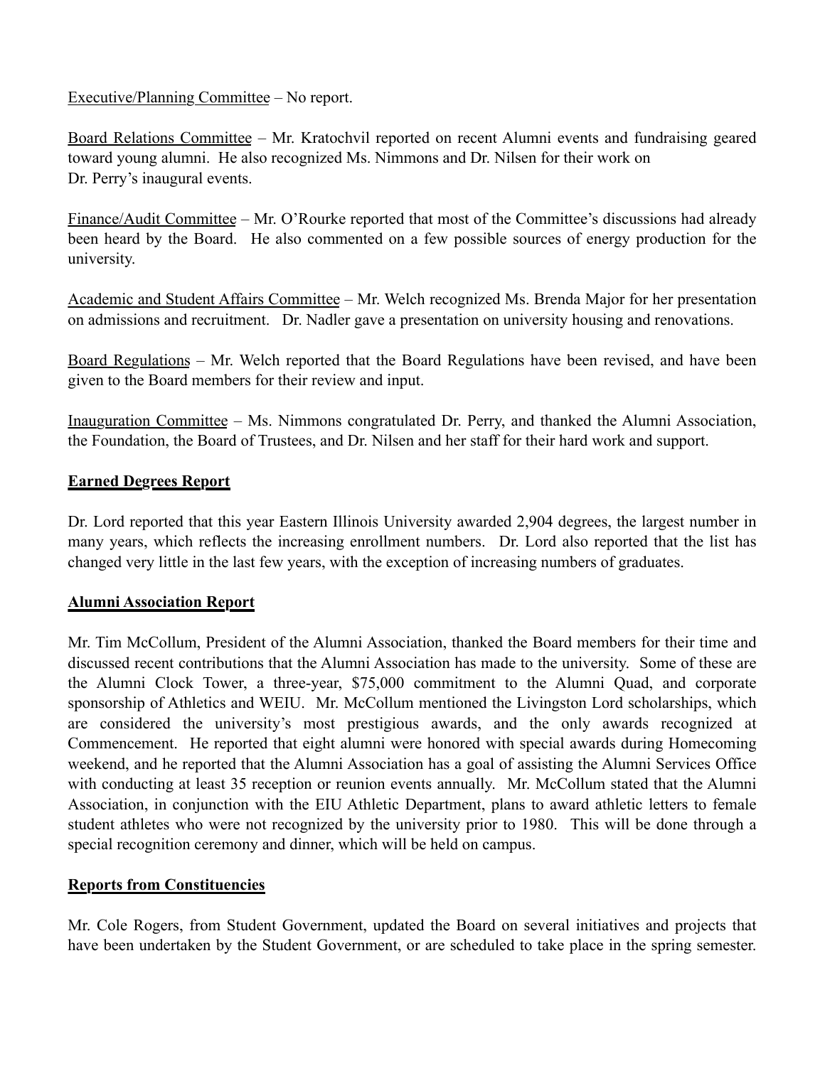Executive/Planning Committee – No report.

Board Relations Committee – Mr. Kratochvil reported on recent Alumni events and fundraising geared toward young alumni. He also recognized Ms. Nimmons and Dr. Nilsen for their work on Dr. Perry's inaugural events.

Finance/Audit Committee – Mr. O'Rourke reported that most of the Committee's discussions had already been heard by the Board. He also commented on a few possible sources of energy production for the university.

Academic and Student Affairs Committee – Mr. Welch recognized Ms. Brenda Major for her presentation on admissions and recruitment. Dr. Nadler gave a presentation on university housing and renovations.

Board Regulations – Mr. Welch reported that the Board Regulations have been revised, and have been given to the Board members for their review and input.

Inauguration Committee – Ms. Nimmons congratulated Dr. Perry, and thanked the Alumni Association, the Foundation, the Board of Trustees, and Dr. Nilsen and her staff for their hard work and support.

## Earned Degrees Report

Dr. Lord reported that this year Eastern Illinois University awarded 2,904 degrees, the largest number in many years, which reflects the increasing enrollment numbers. Dr. Lord also reported that the list has changed very little in the last few years, with the exception of increasing numbers of graduates.

## Alumni Association Report

Mr. Tim McCollum, President of the Alumni Association, thanked the Board members for their time and discussed recent contributions that the Alumni Association has made to the university. Some of these are the Alumni Clock Tower, a three-year, $75,000 commitment to the Alumni Quad, and corporate sponsorship of Athletics and WEIU. Mr. McCollum mentioned the Livingston Lord scholarships, which are considered the university's most prestigious awards, and the only awards recognized at Commencement. He reported that eight alumni were honored with special awards during Homecoming weekend, and he reported that the Alumni Association has a goal of assisting the Alumni Services Office with conducting at least 35 reception or reunion events annually. Mr. McCollum stated that the Alumni Association, in conjunction with the EIU Athletic Department, plans to award athletic letters to female student athletes who were not recognized by the university prior to 1980. This will be done through a special recognition ceremony and dinner, which will be held on campus.

## Reports from Constituencies

Mr. Cole Rogers, from Student Government, updated the Board on several initiatives and projects that have been undertaken by the Student Government, or are scheduled to take place in the spring semester.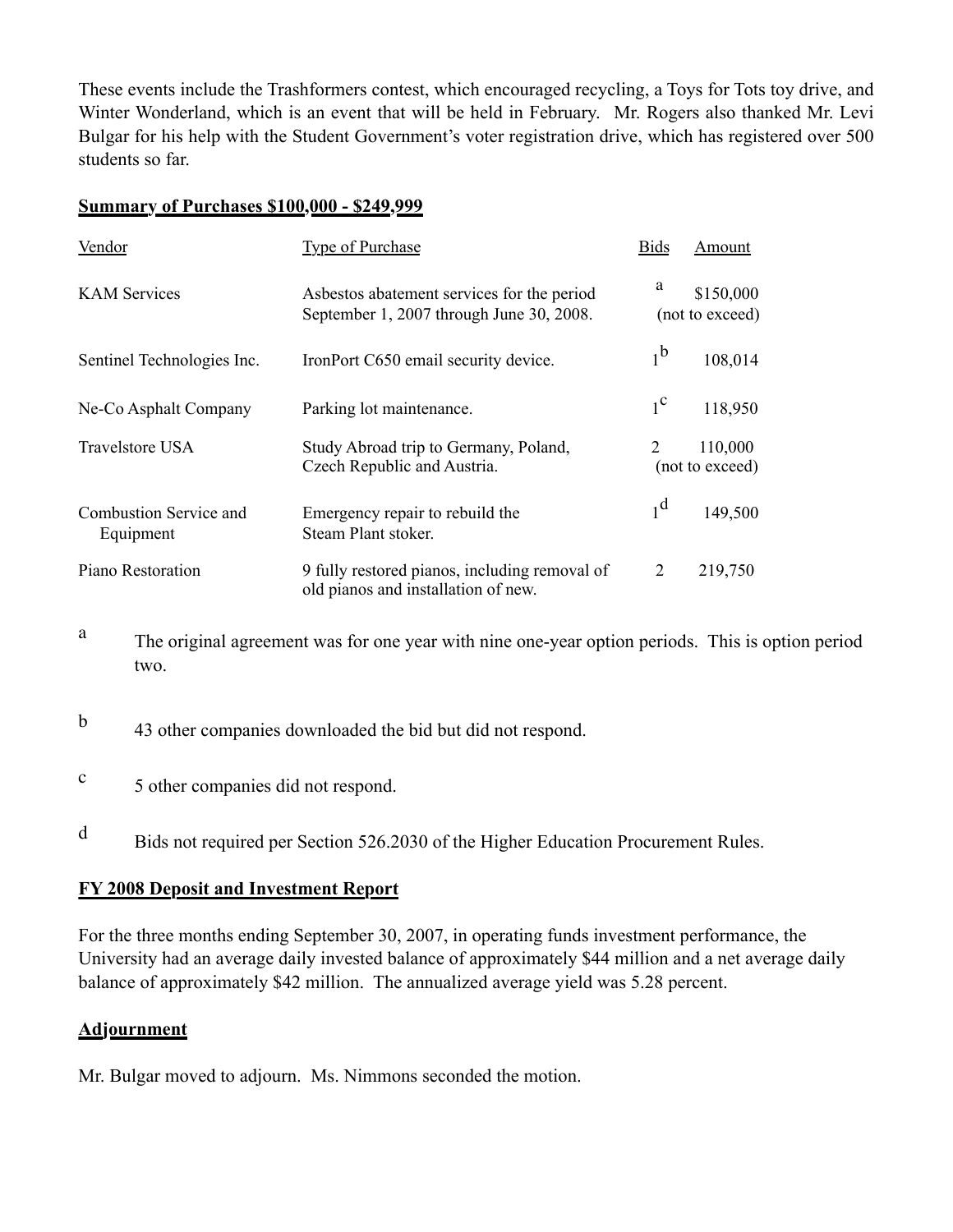These events include the Trashformers contest, which encouraged recycling, a Toys for Tots toy drive, and Winter Wonderland, which is an event that will be held in February. Mr. Rogers also thanked Mr. Levi Bulgar for his help with the Student Government's voter registration drive, which has registered over 500 students so far.

**Summary of Purchases $100,000 - $249,999**

| Vendor | Type of Purchase | Bids | Amount |
|---|---|---|---|
| KAM Services | Asbestos abatement services for the period September 1, 2007 through June 30, 2008. | [a] | $150,000 (not to exceed) |
| Sentinel Technologies Inc. | IronPort C650 email security device. | 1[b] | 108,014 |
| Ne-Co Asphalt Company | Parking lot maintenance. | 1[c] | 118,950 |
| Travelstore USA | Study Abroad trip to Germany, Poland, Czech Republic and Austria. | 2 | 110,000 (not to exceed) |
| Combustion Service and Equipment | Emergency repair to rebuild the Steam Plant stoker. | 1[d] | 149,500 |
| Piano Restoration | 9 fully restored pianos, including removal of old pianos and installation of new. | 2 | 219,750 |

[a] The original agreement was for one year with nine one-year option periods. This is option period two.

[b] 43 other companies downloaded the bid but did not respond.

[c] 5 other companies did not respond.

[d] Bids not required per Section 526.2030 of the Higher Education Procurement Rules.

**FY 2008 Deposit and Investment Report**

For the three months ending September 30, 2007, in operating funds investment performance, the University had an average daily invested balance of approximately $44 million and a net average daily balance of approximately $42 million. The annualized average yield was 5.28 percent.

**Adjournment**

Mr. Bulgar moved to adjourn. Ms. Nimmons seconded the motion.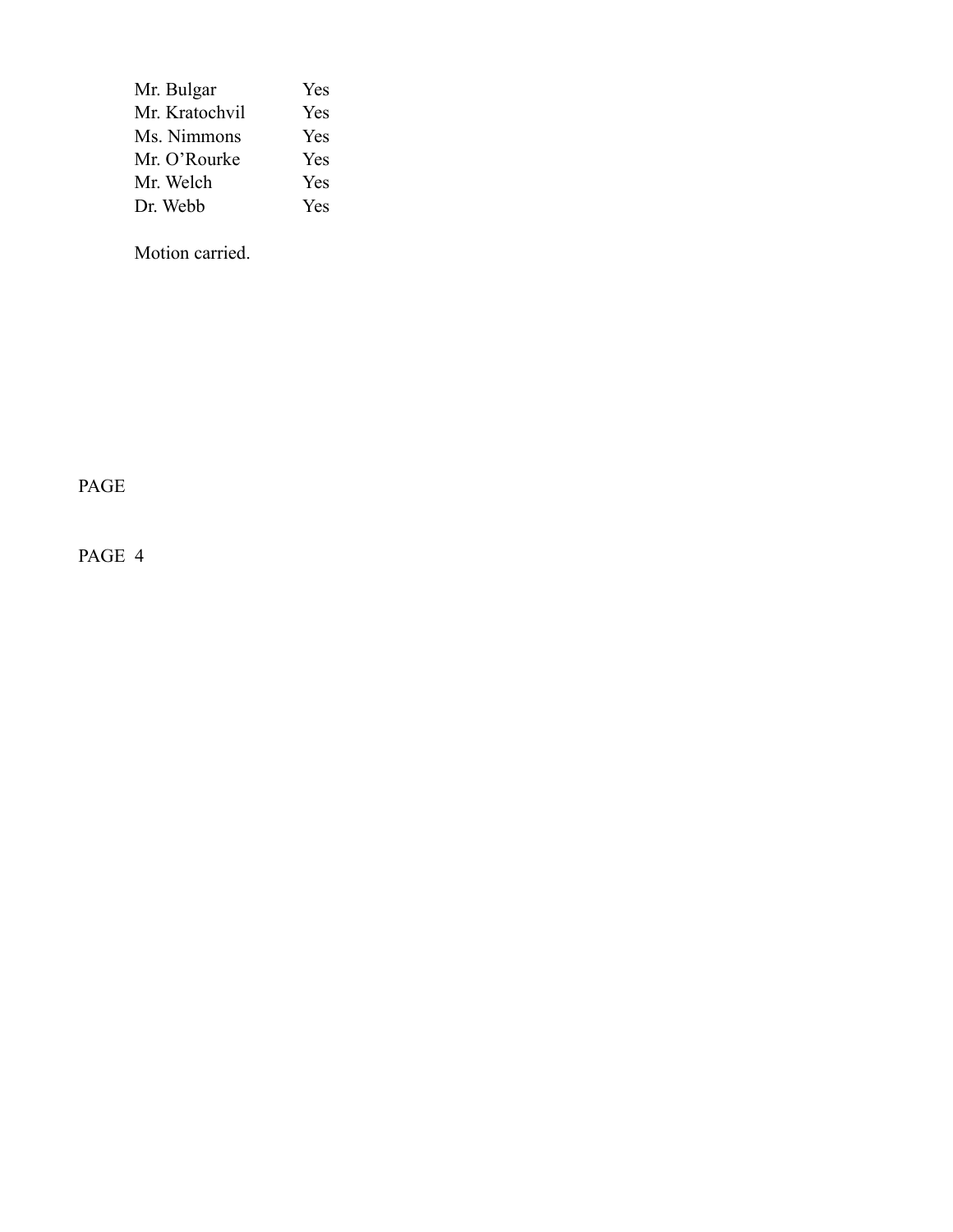| | |
|---|---|
| Mr. Bulgar | Yes |
| Mr. Kratochvil | Yes |
| Ms. Nimmons | Yes |
| Mr. O'Rourke | Yes |
| Mr. Welch | Yes |
| Dr. Webb | Yes |

Motion carried.